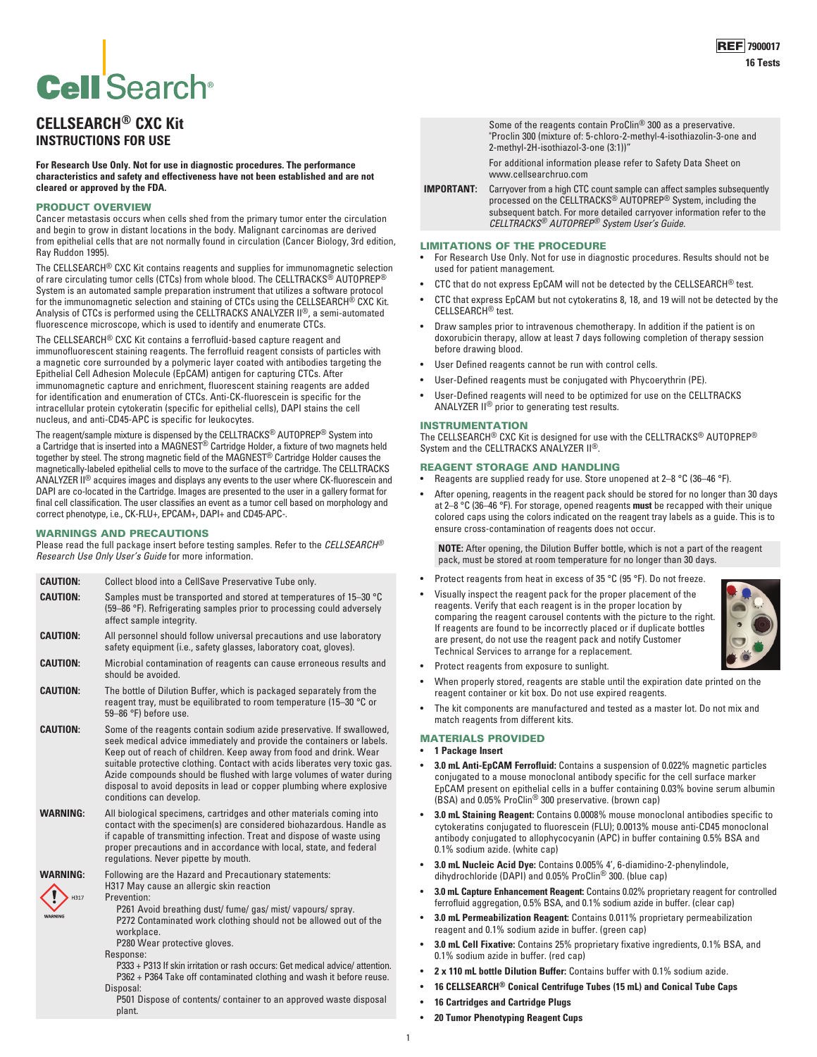REF 7900017

16 Tests

CellSearch®

# CELLSEARCH® CXC Kit

## INSTRUCTIONS FOR USE

**For Research Use Only. Not for use in diagnostic procedures. The performance characteristics and safety and effectiveness have not been established and are not cleared or approved by the FDA.**

## PRODUCT OVERVIEW

Cancer metastasis occurs when cells shed from the primary tumor enter the circulation and begin to grow in distant locations in the body. Malignant carcinomas are derived from epithelial cells that are not normally found in circulation (Cancer Biology, 3rd edition, Ray Ruddon 1995).

The CELLSEARCH® CXC Kit contains reagents and supplies for immunomagnetic selection of rare circulating tumor cells (CTCs) from whole blood. The CELLTRACKS® AUTOPREP® System is an automated sample preparation instrument that utilizes a software protocol for the immunomagnetic selection and staining of CTCs using the CELLSEARCH® CXC Kit. Analysis of CTCs is performed using the CELLTRACKS ANALYZER II®, a semi-automated fluorescence microscope, which is used to identify and enumerate CTCs.

The CELLSEARCH® CXC Kit contains a ferrofluid-based capture reagent and immunofluorescent staining reagents. The ferrofluid reagent consists of particles with a magnetic core surrounded by a polymeric layer coated with antibodies targeting the Epithelial Cell Adhesion Molecule (EpCAM) antigen for capturing CTCs. After immunomagnetic capture and enrichment, fluorescent staining reagents are added for identification and enumeration of CTCs. Anti-CK-fluorescein is specific for the intracellular protein cytokeratin (specific for epithelial cells), DAPI stains the cell nucleus, and anti-CD45-APC is specific for leukocytes.

The reagent/sample mixture is dispensed by the CELLTRACKS® AUTOPREP® System into a Cartridge that is inserted into a MAGNEST® Cartridge Holder, a fixture of two magnets held together by steel. The strong magnetic field of the MAGNEST® Cartridge Holder causes the magnetically-labeled epithelial cells to move to the surface of the cartridge. The CELLTRACKS ANALYZER II® acquires images and displays any events to the user where CK-fluorescein and DAPI are co-located in the Cartridge. Images are presented to the user in a gallery format for final cell classification. The user classifies an event as a tumor cell based on morphology and correct phenotype, i.e., CK-FLU+, EPCAM+, DAPI+ and CD45-APC-.

## WARNINGS AND PRECAUTIONS

Please read the full package insert before testing samples. Refer to the *CELLSEARCH® Research Use Only User's Guide* for more information.

**CAUTION:** Collect blood into a CellSave Preservative Tube only.

**CAUTION:** Samples must be transported and stored at temperatures of 15–30 °C (59–86 °F). Refrigerating samples prior to processing could adversely affect sample integrity.

**CAUTION:** All personnel should follow universal precautions and use laboratory safety equipment (i.e., safety glasses, laboratory coat, gloves).

**CAUTION:** Microbial contamination of reagents can cause erroneous results and should be avoided.

**CAUTION:** The bottle of Dilution Buffer, which is packaged separately from the reagent tray, must be equilibrated to room temperature (15–30 °C or 59–86 °F) before use.

**CAUTION:** Some of the reagents contain sodium azide preservative. If swallowed, seek medical advice immediately and provide the containers or labels. Keep out of reach of children. Keep away from food and drink. Wear suitable protective clothing. Contact with acids liberates very toxic gas. Azide compounds should be flushed with large volumes of water during disposal to avoid deposits in lead or copper plumbing where explosive conditions can develop.

**WARNING:** All biological specimens, cartridges and other materials coming into contact with the specimen(s) are considered biohazardous. Handle as if capable of transmitting infection. Treat and dispose of waste using proper precautions and in accordance with local, state, and federal regulations. Never pipette by mouth.

**WARNING:** Following are the Hazard and Precautionary statements:

H317 May cause an allergic skin reaction

Prevention:

P261 Avoid breathing dust/ fume/ gas/ mist/ vapours/ spray.

P272 Contaminated work clothing should not be allowed out of the workplace.

P280 Wear protective gloves.

Response:

P333 + P313 If skin irritation or rash occurs: Get medical advice/ attention.

P362 + P364 Take off contaminated clothing and wash it before reuse.

Disposal:

P501 Dispose of contents/ container to an approved waste disposal plant.

Some of the reagents contain ProClin® 300 as a preservative. "Proclin 300 (mixture of: 5-chloro-2-methyl-4-isothiazolin-3-one and 2-methyl-2H-isothiazol-3-one (3:1))"

For additional information please refer to Safety Data Sheet on www.cellsearchruo.com

**IMPORTANT:** Carryover from a high CTC count sample can affect samples subsequently processed on the CELLTRACKS® AUTOPREP® System, including the subsequent batch. For more detailed carryover information refer to the *CELLTRACKS® AUTOPREP® System User's Guide.*

## LIMITATIONS OF THE PROCEDURE

- For Research Use Only. Not for use in diagnostic procedures. Results should not be used for patient management.
- CTC that do not express EpCAM will not be detected by the CELLSEARCH® test.
- CTC that express EpCAM but not cytokeratins 8, 18, and 19 will not be detected by the CELLSEARCH® test.
- Draw samples prior to intravenous chemotherapy. In addition if the patient is on doxorubicin therapy, allow at least 7 days following completion of therapy session before drawing blood.
- User Defined reagents cannot be run with control cells.
- User-Defined reagents must be conjugated with Phycoerythrin (PE).
- User-Defined reagents will need to be optimized for use on the CELLTRACKS ANALYZER II® prior to generating test results.

## INSTRUMENTATION

The CELLSEARCH® CXC Kit is designed for use with the CELLTRACKS® AUTOPREP® System and the CELLTRACKS ANALYZER II®.

## REAGENT STORAGE AND HANDLING

- Reagents are supplied ready for use. Store unopened at 2–8 °C (36–46 °F).
- After opening, reagents in the reagent pack should be stored for no longer than 30 days at 2–8 °C (36–46 °F). For storage, opened reagents **must** be recapped with their unique colored caps using the colors indicated on the reagent tray labels as a guide. This is to ensure cross-contamination of reagents does not occur.

**NOTE:** After opening, the Dilution Buffer bottle, which is not a part of the reagent pack, must be stored at room temperature for no longer than 30 days.

- Protect reagents from heat in excess of 35 °C (95 °F). Do not freeze.
- Visually inspect the reagent pack for the proper placement of the reagents. Verify that each reagent is in the proper location by comparing the reagent carousel contents with the picture to the right. If reagents are found to be incorrectly placed or if duplicate bottles are present, do not use the reagent pack and notify Customer Technical Services to arrange for a replacement.
- Protect reagents from exposure to sunlight.
- When properly stored, reagents are stable until the expiration date printed on the reagent container or kit box. Do not use expired reagents.
- The kit components are manufactured and tested as a master lot. Do not mix and match reagents from different kits.

## MATERIALS PROVIDED

- **1 Package Insert**
- **3.0 mL Anti-EpCAM Ferrofluid:** Contains a suspension of 0.022% magnetic particles conjugated to a mouse monoclonal antibody specific for the cell surface marker EpCAM present on epithelial cells in a buffer containing 0.03% bovine serum albumin (BSA) and 0.05% ProClin® 300 preservative. (brown cap)
- **3.0 mL Staining Reagent:** Contains 0.0008% mouse monoclonal antibodies specific to cytokeratins conjugated to fluorescein (FLU); 0.0013% mouse anti-CD45 monoclonal antibody conjugated to allophycocyanin (APC) in buffer containing 0.5% BSA and 0.1% sodium azide. (white cap)
- **3.0 mL Nucleic Acid Dye:** Contains 0.005% 4', 6-diamidino-2-phenylindole, dihydrochloride (DAPI) and 0.05% ProClin® 300. (blue cap)
- **3.0 mL Capture Enhancement Reagent:** Contains 0.02% proprietary reagent for controlled ferrofluid aggregation, 0.5% BSA, and 0.1% sodium azide in buffer. (clear cap)
- **3.0 mL Permeabilization Reagent:** Contains 0.011% proprietary permeabilization reagent and 0.1% sodium azide in buffer. (green cap)
- **3.0 mL Cell Fixative:** Contains 25% proprietary fixative ingredients, 0.1% BSA, and 0.1% sodium azide in buffer. (red cap)
- **2 x 110 mL bottle Dilution Buffer:** Contains buffer with 0.1% sodium azide.
- **16 CELLSEARCH® Conical Centrifuge Tubes (15 mL) and Conical Tube Caps**
- **16 Cartridges and Cartridge Plugs**
- **20 Tumor Phenotyping Reagent Cups**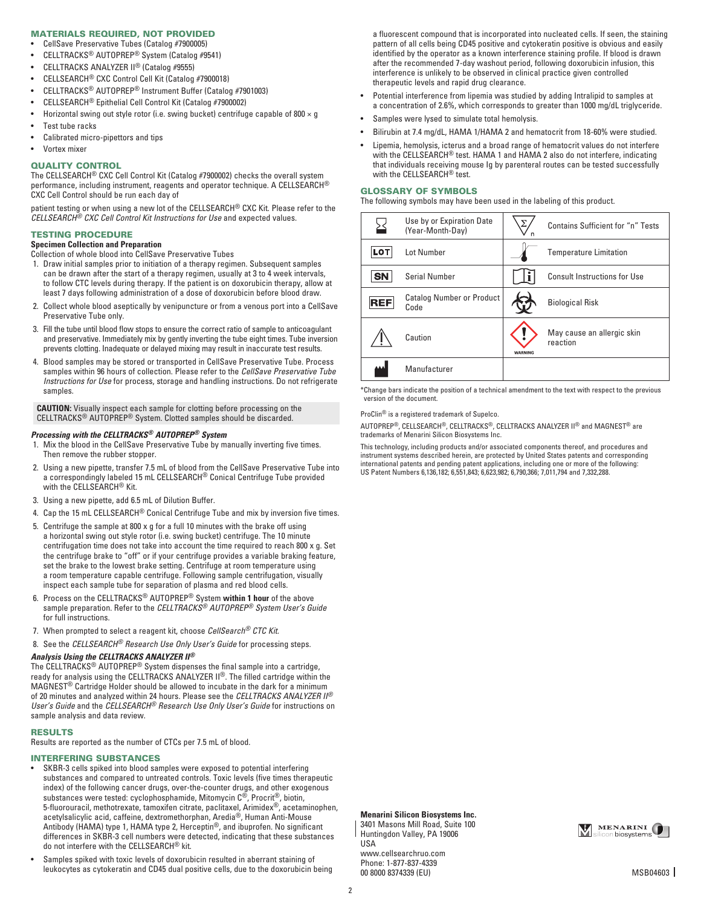## MATERIALS REQUIRED, NOT PROVIDED

- CellSave Preservative Tubes (Catalog #7900005)
- CELLTRACKS® AUTOPREP® System (Catalog #9541)
- CELLTRACKS ANALYZER II® (Catalog #9555)
- CELLSEARCH® CXC Control Cell Kit (Catalog #7900018)
- CELLTRACKS® AUTOPREP® Instrument Buffer (Catalog #7901003)
- CELLSEARCH® Epithelial Cell Control Kit (Catalog #7900002)
- Horizontal swing out style rotor (i.e. swing bucket) centrifuge capable of 800 × g
- Test tube racks
- Calibrated micro-pipettors and tips
- Vortex mixer

## QUALITY CONTROL

The CELLSEARCH® CXC Cell Control Kit (Catalog #7900002) checks the overall system performance, including instrument, reagents and operator technique. A CELLSEARCH® CXC Cell Control should be run each day of

patient testing or when using a new lot of the CELLSEARCH® CXC Kit. Please refer to the *CELLSEARCH® CXC Cell Control Kit Instructions for Use* and expected values.

## TESTING PROCEDURE

### Specimen Collection and Preparation

Collection of whole blood into CellSave Preservative Tubes

1. Draw initial samples prior to initiation of a therapy regimen. Subsequent samples can be drawn after the start of a therapy regimen, usually at 3 to 4 week intervals, to follow CTC levels during therapy. If the patient is on doxorubicin therapy, allow at least 7 days following administration of a dose of doxorubicin before blood draw.
2. Collect whole blood aseptically by venipuncture or from a venous port into a CellSave Preservative Tube only.
3. Fill the tube until blood flow stops to ensure the correct ratio of sample to anticoagulant and preservative. Immediately mix by gently inverting the tube eight times. Tube inversion prevents clotting. Inadequate or delayed mixing may result in inaccurate test results.
4. Blood samples may be stored or transported in CellSave Preservative Tube. Process samples within 96 hours of collection. Please refer to the *CellSave Preservative Tube Instructions for Use* for process, storage and handling instructions. Do not refrigerate samples.

**CAUTION:** Visually inspect each sample for clotting before processing on the CELLTRACKS® AUTOPREP® System. Clotted samples should be discarded.

#### *Processing with the CELLTRACKS® AUTOPREP® System*

1. Mix the blood in the CellSave Preservative Tube by manually inverting five times. Then remove the rubber stopper.
2. Using a new pipette, transfer 7.5 mL of blood from the CellSave Preservative Tube into a correspondingly labeled 15 mL CELLSEARCH® Conical Centrifuge Tube provided with the CELLSEARCH® Kit.
3. Using a new pipette, add 6.5 mL of Dilution Buffer.
4. Cap the 15 mL CELLSEARCH® Conical Centrifuge Tube and mix by inversion five times.
5. Centrifuge the sample at 800 x g for a full 10 minutes with the brake off using a horizontal swing out style rotor (i.e. swing bucket) centrifuge. The 10 minute centrifugation time does not take into account the time required to reach 800 x g. Set the centrifuge brake to "off" or if your centrifuge provides a variable braking feature, set the brake to the lowest brake setting. Centrifuge at room temperature using a room temperature capable centrifuge. Following sample centrifugation, visually inspect each sample tube for separation of plasma and red blood cells.
6. Process on the CELLTRACKS® AUTOPREP® System **within 1 hour** of the above sample preparation. Refer to the *CELLTRACKS® AUTOPREP® System User's Guide* for full instructions.
7. When prompted to select a reagent kit, choose *CellSearch® CTC Kit*.
8. See the *CELLSEARCH® Research Use Only User's Guide* for processing steps.

#### *Analysis Using the CELLTRACKS ANALYZER II®*

The CELLTRACKS® AUTOPREP® System dispenses the final sample into a cartridge, ready for analysis using the CELLTRACKS ANALYZER II®. The filled cartridge within the MAGNEST® Cartridge Holder should be allowed to incubate in the dark for a minimum of 20 minutes and analyzed within 24 hours. Please see the *CELLTRACKS ANALYZER II® User's Guide* and the *CELLSEARCH® Research Use Only User's Guide* for instructions on sample analysis and data review.

## RESULTS

Results are reported as the number of CTCs per 7.5 mL of blood.

## INTERFERING SUBSTANCES

- SKBR-3 cells spiked into blood samples were exposed to potential interfering substances and compared to untreated controls. Toxic levels (five times therapeutic index) of the following cancer drugs, over-the-counter drugs, and other exogenous substances were tested: cyclophosphamide, Mitomycin C®, Procrit®, biotin, 5-fluorouracil, methotrexate, tamoxifen citrate, paclitaxel, Arimidex®, acetaminophen, acetylsalicylic acid, caffeine, dextromethorphan, Aredia®, Human Anti-Mouse Antibody (HAMA) type 1, HAMA type 2, Herceptin®, and ibuprofen. No significant differences in SKBR-3 cell numbers were detected, indicating that these substances do not interfere with the CELLSEARCH® kit.
- Samples spiked with toxic levels of doxorubicin resulted in aberrant staining of leukocytes as cytokeratin and CD45 dual positive cells, due to the doxorubicin being a fluorescent compound that is incorporated into nucleated cells. If seen, the staining pattern of all cells being CD45 positive and cytokeratin positive is obvious and easily identified by the operator as a known interference staining profile. If blood is drawn after the recommended 7-day washout period, following doxorubicin infusion, this interference is unlikely to be observed in clinical practice given controlled therapeutic levels and rapid drug clearance.
- Potential interference from lipemia was studied by adding Intralipid to samples at a concentration of 2.6%, which corresponds to greater than 1000 mg/dL triglyceride.
- Samples were lysed to simulate total hemolysis.
- Bilirubin at 7.4 mg/dL, HAMA 1/HAMA 2 and hematocrit from 18-60% were studied.
- Lipemia, hemolysis, icterus and a broad range of hematocrit values do not interfere with the CELLSEARCH® test. HAMA 1 and HAMA 2 also do not interfere, indicating that individuals receiving mouse Ig by parenteral routes can be tested successfully with the CELLSEARCH® test.

## GLOSSARY OF SYMBOLS

The following symbols may have been used in the labeling of this product.

| | | | |
|---|---|---|---|
| ⧗ | Use by or Expiration Date (Year-Month-Day) | Σ n | Contains Sufficient for "n" Tests |
| LOT | Lot Number | 🌡 | Temperature Limitation |
| SN | Serial Number | i | Consult Instructions for Use |
| REF | Catalog Number or Product Code | ☣ | Biological Risk |
| ⚠ | Caution | WARNING | May cause an allergic skin reaction |
| 🏭 | Manufacturer | | |

*Change bars indicate the position of a technical amendment to the text with respect to the previous version of the document.

ProClin® is a registered trademark of Supelco.

AUTOPREP®, CELLSEARCH®, CELLTRACKS®, CELLTRACKS ANALYZER II® and MAGNEST® are trademarks of Menarini Silicon Biosystems Inc.

This technology, including products and/or associated components thereof, and procedures and instrument systems described herein, are protected by United States patents and corresponding international patents and pending patent applications, including one or more of the following: US Patent Numbers 6,136,182; 6,551,843; 6,623,982; 6,790,366; 7,011,794 and 7,332,288.

**Menarini Silicon Biosystems Inc.**
3401 Masons Mill Road, Suite 100
Huntingdon Valley, PA 19006
USA
www.cellsearchruo.com
Phone: 1-877-837-4339
00 8000 8374339 (EU)

MENARINI silicon biosystems

MSB04603